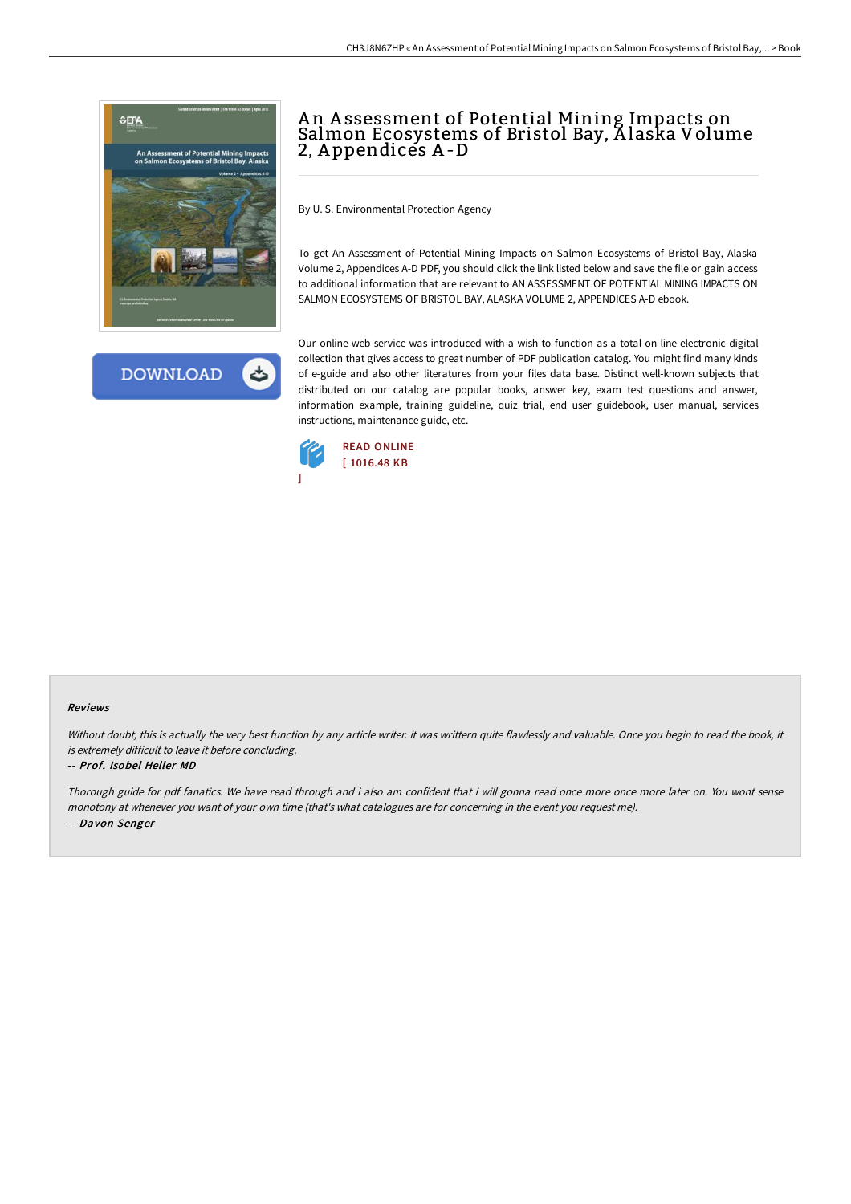# An Assessment of Potential Mining Impacts on Salmon Ecosystems of Bristol Bay, Alaska Volume 2, Appendices A-D

By U. S. Environmental Protection Agency

To get An Assessment of Potential Mining Impacts on Salmon Ecosystems of Bristol Bay, Alaska Volume 2, Appendices A-D PDF, you should click the link listed below and save the file or gain access to additional information that are relevant to AN ASSESSMENT OF POTENTIAL MINING IMPACTS ON SALMON ECOSYSTEMS OF BRISTOL BAY, ALASKA VOLUME 2, APPENDICES A-D ebook.

Our online web service was introduced with a wish to function as a total on-line electronic digital collection that gives access to great number of PDF publication catalog. You might find many kinds of e-guide and also other literatures from your files data base. Distinct well-known subjects that distributed on our catalog are popular books, answer key, exam test questions and answer, information example, training guideline, quiz trial, end user guidebook, user manual, services instructions, maintenance guide, etc.

READ ONLINE
[ 1016.48 KB ]

### Reviews

*Without doubt, this is actually the very best function by any article writer. it was writtern quite flawlessly and valuable. Once you begin to read the book, it is extremely difficult to leave it before concluding.*

*-- Prof. Isobel Heller MD*

*Thorough guide for pdf fanatics. We have read through and i also am confident that i will gonna read once more once more later on. You wont sense monotony at whenever you want of your own time (that's what catalogues are for concerning in the event you request me).*

*-- Davon Senger*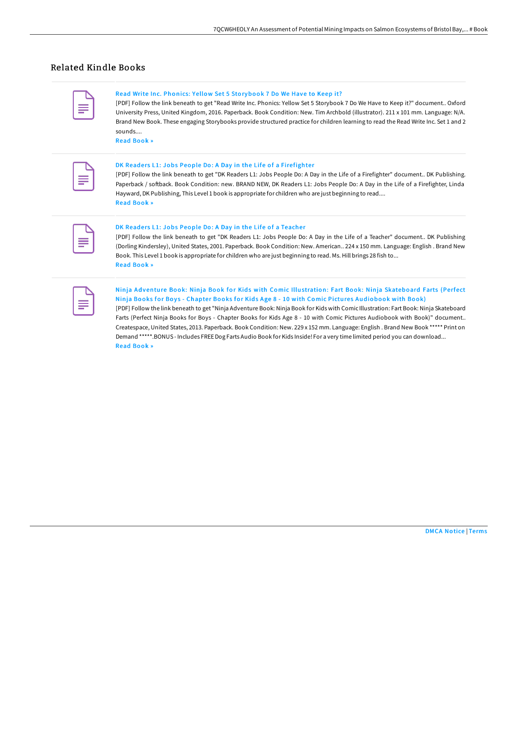## Related Kindle Books

### Read Write Inc. Phonics: Yellow Set 5 Storybook 7 Do We Have to Keep it?

[PDF] Follow the link beneath to get "Read Write Inc. Phonics: Yellow Set 5 Storybook 7 Do We Have to Keep it?" document.. Oxford University Press, United Kingdom, 2016. Paperback. Book Condition: New. Tim Archbold (illustrator). 211 x 101 mm. Language: N/A. Brand New Book. These engaging Storybooks provide structured practice for children learning to read the Read Write Inc. Set 1 and 2 sounds....

Read Book »

### DK Readers L1: Jobs People Do: A Day in the Life of a Firefighter

[PDF] Follow the link beneath to get "DK Readers L1: Jobs People Do: A Day in the Life of a Firefighter" document.. DK Publishing. Paperback / softback. Book Condition: new. BRAND NEW, DK Readers L1: Jobs People Do: A Day in the Life of a Firefighter, Linda Hayward, DK Publishing, This Level 1 book is appropriate for children who are just beginning to read....

Read Book »

### DK Readers L1: Jobs People Do: A Day in the Life of a Teacher

[PDF] Follow the link beneath to get "DK Readers L1: Jobs People Do: A Day in the Life of a Teacher" document.. DK Publishing (Dorling Kindersley), United States, 2001. Paperback. Book Condition: New. American.. 224 x 150 mm. Language: English . Brand New Book. This Level 1 book is appropriate for children who are just beginning to read. Ms. Hill brings 28 fish to...

Read Book »

### Ninja Adventure Book: Ninja Book for Kids with Comic Illustration: Fart Book: Ninja Skateboard Farts (Perfect Ninja Books for Boys - Chapter Books for Kids Age 8 - 10 with Comic Pictures Audiobook with Book)

[PDF] Follow the link beneath to get "Ninja Adventure Book: Ninja Book for Kids with Comic Illustration: Fart Book: Ninja Skateboard Farts (Perfect Ninja Books for Boys - Chapter Books for Kids Age 8 - 10 with Comic Pictures Audiobook with Book)" document.. Createspace, United States, 2013. Paperback. Book Condition: New. 229 x 152 mm. Language: English . Brand New Book ***** Print on Demand *****.BONUS - Includes FREE Dog Farts Audio Book for Kids Inside! For a very time limited period you can download...

Read Book »

DMCA Notice | Terms